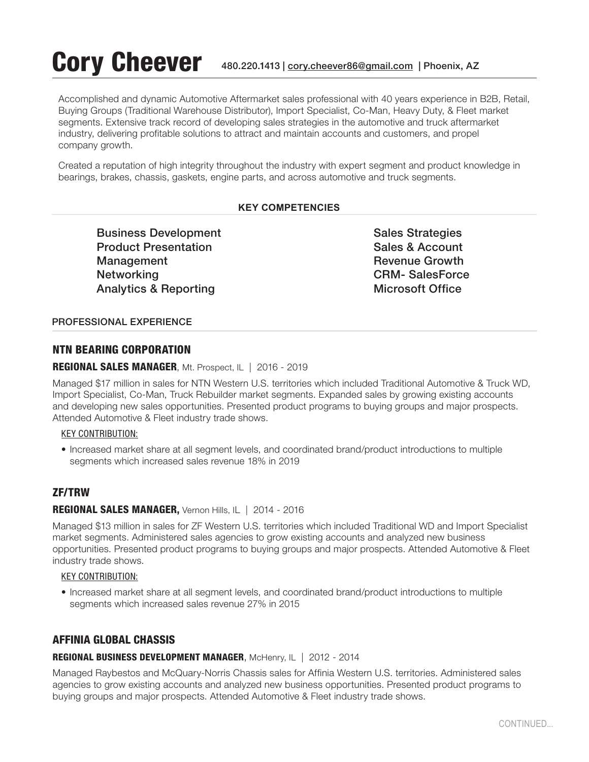# Cory Cheever

480.220.1413 | cory.cheever86@gmail.com | Phoenix, AZ

Accomplished and dynamic Automotive Aftermarket sales professional with 40 years experience in B2B, Retail, Buying Groups (Traditional Warehouse Distributor), Import Specialist, Co-Man, Heavy Duty, & Fleet market segments. Extensive track record of developing sales strategies in the automotive and truck aftermarket industry, delivering profitable solutions to attract and maintain accounts and customers, and propel company growth.

Created a reputation of high integrity throughout the industry with expert segment and product knowledge in bearings, brakes, chassis, gaskets, engine parts, and across automotive and truck segments.

## KEY COMPETENCIES

- Business Development
- Product Presentation
- Management
- Networking
- Analytics & Reporting
- Sales Strategies
- Sales & Account
- Revenue Growth
- CRM- SalesForce
- Microsoft Office

## PROFESSIONAL EXPERIENCE

### NTN BEARING CORPORATION

**REGIONAL SALES MANAGER**, Mt. Prospect, IL | 2016 - 2019

Managed $17 million in sales for NTN Western U.S. territories which included Traditional Automotive & Truck WD, Import Specialist, Co-Man, Truck Rebuilder market segments. Expanded sales by growing existing accounts and developing new sales opportunities. Presented product programs to buying groups and major prospects. Attended Automotive & Fleet industry trade shows.

KEY CONTRIBUTION:

- Increased market share at all segment levels, and coordinated brand/product introductions to multiple segments which increased sales revenue 18% in 2019

### ZF/TRW

**REGIONAL SALES MANAGER,** Vernon Hills, IL | 2014 - 2016

Managed $13 million in sales for ZF Western U.S. territories which included Traditional WD and Import Specialist market segments. Administered sales agencies to grow existing accounts and analyzed new business opportunities. Presented product programs to buying groups and major prospects. Attended Automotive & Fleet industry trade shows.

KEY CONTRIBUTION:

- Increased market share at all segment levels, and coordinated brand/product introductions to multiple segments which increased sales revenue 27% in 2015

### AFFINIA GLOBAL CHASSIS

**REGIONAL BUSINESS DEVELOPMENT MANAGER**, McHenry, IL | 2012 - 2014

Managed Raybestos and McQuary-Norris Chassis sales for Affinia Western U.S. territories. Administered sales agencies to grow existing accounts and analyzed new business opportunities. Presented product programs to buying groups and major prospects. Attended Automotive & Fleet industry trade shows.

CONTINUED...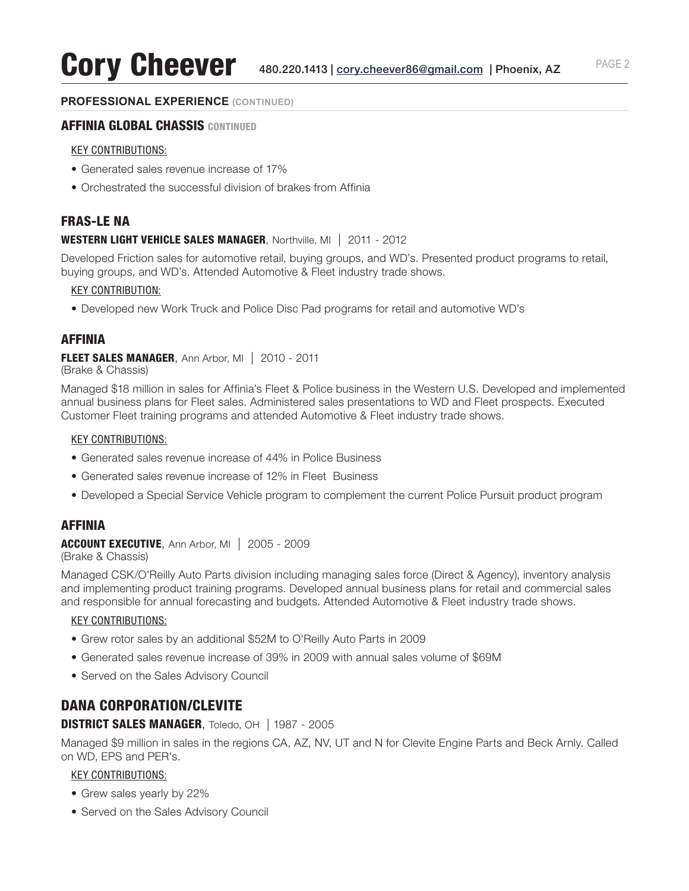**PROFESSIONAL EXPERIENCE (CONTINUED)**

### AFFINIA GLOBAL CHASSIS CONTINUED

KEY CONTRIBUTIONS:

- Generated sales revenue increase of 17%
- Orchestrated the successful division of brakes from Affinia

### FRAS-LE NA

**WESTERN LIGHT VEHICLE SALES MANAGER**, Northville, MI | 2011 - 2012

Developed Friction sales for automotive retail, buying groups, and WD's. Presented product programs to retail, buying groups, and WD's. Attended Automotive & Fleet industry trade shows.

KEY CONTRIBUTION:

- Developed new Work Truck and Police Disc Pad programs for retail and automotive WD's

### AFFINIA

**FLEET SALES MANAGER**, Ann Arbor, MI | 2010 - 2011
(Brake & Chassis)

Managed $18 million in sales for Affinia's Fleet & Police business in the Western U.S. Developed and implemented annual business plans for Fleet sales. Administered sales presentations to WD and Fleet prospects. Executed Customer Fleet training programs and attended Automotive & Fleet industry trade shows.

KEY CONTRIBUTIONS:

- Generated sales revenue increase of 44% in Police Business
- Generated sales revenue increase of 12% in Fleet Business
- Developed a Special Service Vehicle program to complement the current Police Pursuit product program

### AFFINIA

**ACCOUNT EXECUTIVE**, Ann Arbor, MI | 2005 - 2009
(Brake & Chassis)

Managed CSK/O'Reilly Auto Parts division including managing sales force (Direct & Agency), inventory analysis and implementing product training programs. Developed annual business plans for retail and commercial sales and responsible for annual forecasting and budgets. Attended Automotive & Fleet industry trade shows.

KEY CONTRIBUTIONS:

- Grew rotor sales by an additional $52M to O'Reilly Auto Parts in 2009
- Generated sales revenue increase of 39% in 2009 with annual sales volume of $69M
- Served on the Sales Advisory Council

### DANA CORPORATION/CLEVITE

**DISTRICT SALES MANAGER**, Toledo, OH | 1987 - 2005

Managed $9 million in sales in the regions CA, AZ, NV, UT and N for Clevite Engine Parts and Beck Arnly. Called on WD, EPS and PER's.

KEY CONTRIBUTIONS:

- Grew sales yearly by 22%
- Served on the Sales Advisory Council